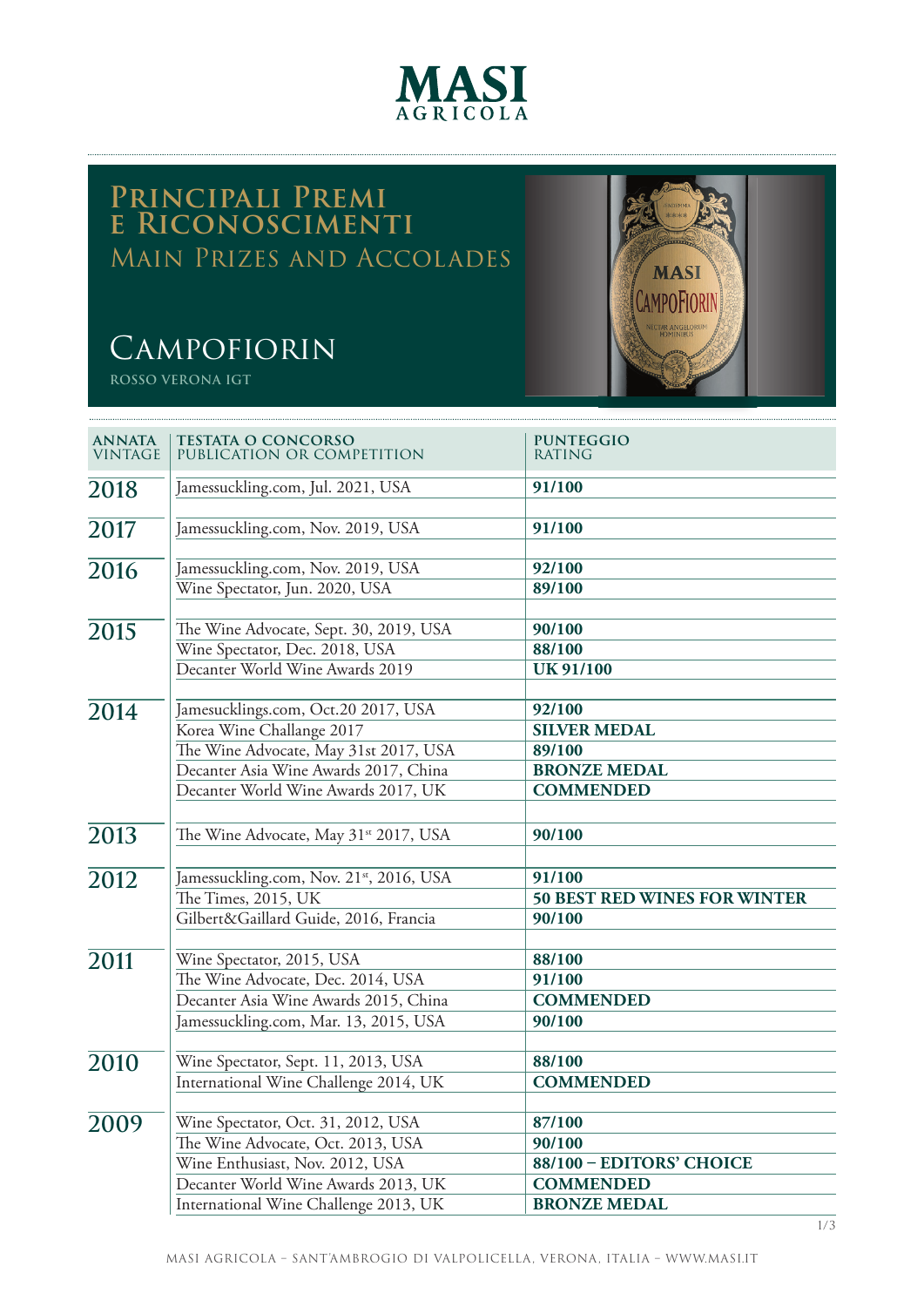# MASI
AGRICOLA

## Principali Premi e Riconoscimenti
## Main Prizes and Accolades

# Campofiorin
ROSSO VERONA IGT

| ANNATA VINTAGE | TESTATA O CONCORSO PUBLICATION OR COMPETITION | PUNTEGGIO RATING |
|---|---|---|
| 2018 | Jamessuckling.com, Jul. 2021, USA | **91/100** |
| 2017 | Jamessuckling.com, Nov. 2019, USA | **91/100** |
| 2016 | Jamessuckling.com, Nov. 2019, USA | **92/100** |
| | Wine Spectator, Jun. 2020, USA | **89/100** |
| 2015 | The Wine Advocate, Sept. 30, 2019, USA | **90/100** |
| | Wine Spectator, Dec. 2018, USA | **88/100** |
| | Decanter World Wine Awards 2019 | **UK 91/100** |
| 2014 | Jamesucklings.com, Oct.20 2017, USA | **92/100** |
| | Korea Wine Challenge 2017 | **SILVER MEDAL** |
| | The Wine Advocate, May 31st 2017, USA | **89/100** |
| | Decanter Asia Wine Awards 2017, China | **BRONZE MEDAL** |
| | Decanter World Wine Awards 2017, UK | **COMMENDED** |
| 2013 | The Wine Advocate, May 31st 2017, USA | **90/100** |
| 2012 | Jamessuckling.com, Nov. 21st, 2016, USA | **91/100** |
| | The Times, 2015, UK | **50 BEST RED WINES FOR WINTER** |
| | Gilbert&Gaillard Guide, 2016, Francia | **90/100** |
| 2011 | Wine Spectator, 2015, USA | **88/100** |
| | The Wine Advocate, Dec. 2014, USA | **91/100** |
| | Decanter Asia Wine Awards 2015, China | **COMMENDED** |
| | Jamessuckling.com, Mar. 13, 2015, USA | **90/100** |
| 2010 | Wine Spectator, Sept. 11, 2013, USA | **88/100** |
| | International Wine Challenge 2014, UK | **COMMENDED** |
| 2009 | Wine Spectator, Oct. 31, 2012, USA | **87/100** |
| | The Wine Advocate, Oct. 2013, USA | **90/100** |
| | Wine Enthusiast, Nov. 2012, USA | **88/100 – EDITORS' CHOICE** |
| | Decanter World Wine Awards 2013, UK | **COMMENDED** |
| | International Wine Challenge 2013, UK | **BRONZE MEDAL** |

MASI AGRICOLA – SANT'AMBROGIO DI VALPOLICELLA, VERONA, ITALIA – WWW.MASI.IT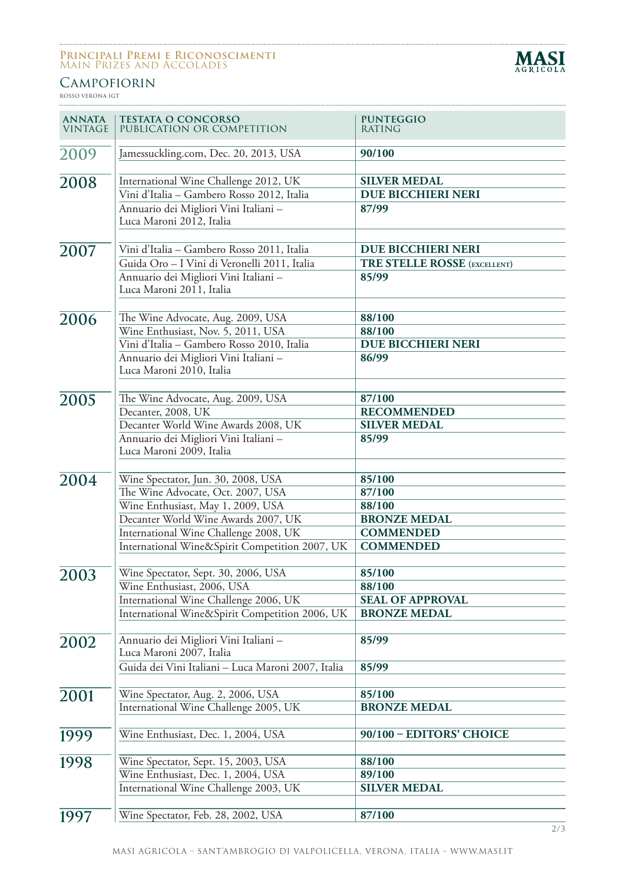# Principali Premi e Riconoscimenti
## Main Prizes and Accolades

MASI AGRICOLA

## Campofiorin

ROSSO VERONA IGT

| ANNATA VINTAGE | TESTATA O CONCORSO PUBLICATION OR COMPETITION | PUNTEGGIO RATING |
|---|---|---|
| 2009 | Jamessuckling.com, Dec. 20, 2013, USA | **90/100** |
| 2008 | International Wine Challenge 2012, UK | **SILVER MEDAL** |
| | Vini d'Italia – Gambero Rosso 2012, Italia | **DUE BICCHIERI NERI** |
| | Annuario dei Migliori Vini Italiani – Luca Maroni 2012, Italia | **87/99** |
| 2007 | Vini d'Italia – Gambero Rosso 2011, Italia | **DUE BICCHIERI NERI** |
| | Guida Oro – I Vini di Veronelli 2011, Italia | **TRE STELLE ROSSE (EXCELLENT)** |
| | Annuario dei Migliori Vini Italiani – Luca Maroni 2011, Italia | **85/99** |
| 2006 | The Wine Advocate, Aug. 2009, USA | **88/100** |
| | Wine Enthusiast, Nov. 5, 2011, USA | **88/100** |
| | Vini d'Italia – Gambero Rosso 2010, Italia | **DUE BICCHIERI NERI** |
| | Annuario dei Migliori Vini Italiani – Luca Maroni 2010, Italia | **86/99** |
| 2005 | The Wine Advocate, Aug. 2009, USA | **87/100** |
| | Decanter, 2008, UK | **RECOMMENDED** |
| | Decanter World Wine Awards 2008, UK | **SILVER MEDAL** |
| | Annuario dei Migliori Vini Italiani – Luca Maroni 2009, Italia | **85/99** |
| 2004 | Wine Spectator, Jun. 30, 2008, USA | **85/100** |
| | The Wine Advocate, Oct. 2007, USA | **87/100** |
| | Wine Enthusiast, May 1, 2009, USA | **88/100** |
| | Decanter World Wine Awards 2007, UK | **BRONZE MEDAL** |
| | International Wine Challenge 2008, UK | **COMMENDED** |
| | International Wine&Spirit Competition 2007, UK | **COMMENDED** |
| 2003 | Wine Spectator, Sept. 30, 2006, USA | **85/100** |
| | Wine Enthusiast, 2006, USA | **88/100** |
| | International Wine Challenge 2006, UK | **SEAL OF APPROVAL** |
| | International Wine&Spirit Competition 2006, UK | **BRONZE MEDAL** |
| 2002 | Annuario dei Migliori Vini Italiani – Luca Maroni 2007, Italia | **85/99** |
| | Guida dei Vini Italiani – Luca Maroni 2007, Italia | **85/99** |
| 2001 | Wine Spectator, Aug. 2, 2006, USA | **85/100** |
| | International Wine Challenge 2005, UK | **BRONZE MEDAL** |
| 1999 | Wine Enthusiast, Dec. 1, 2004, USA | **90/100 – EDITORS' CHOICE** |
| 1998 | Wine Spectator, Sept. 15, 2003, USA | **88/100** |
| | Wine Enthusiast, Dec. 1, 2004, USA | **89/100** |
| | International Wine Challenge 2003, UK | **SILVER MEDAL** |
| 1997 | Wine Spectator, Feb. 28, 2002, USA | **87/100** |

MASI AGRICOLA – SANT'AMBROGIO DI VALPOLICELLA, VERONA, ITALIA – WWW.MASI.IT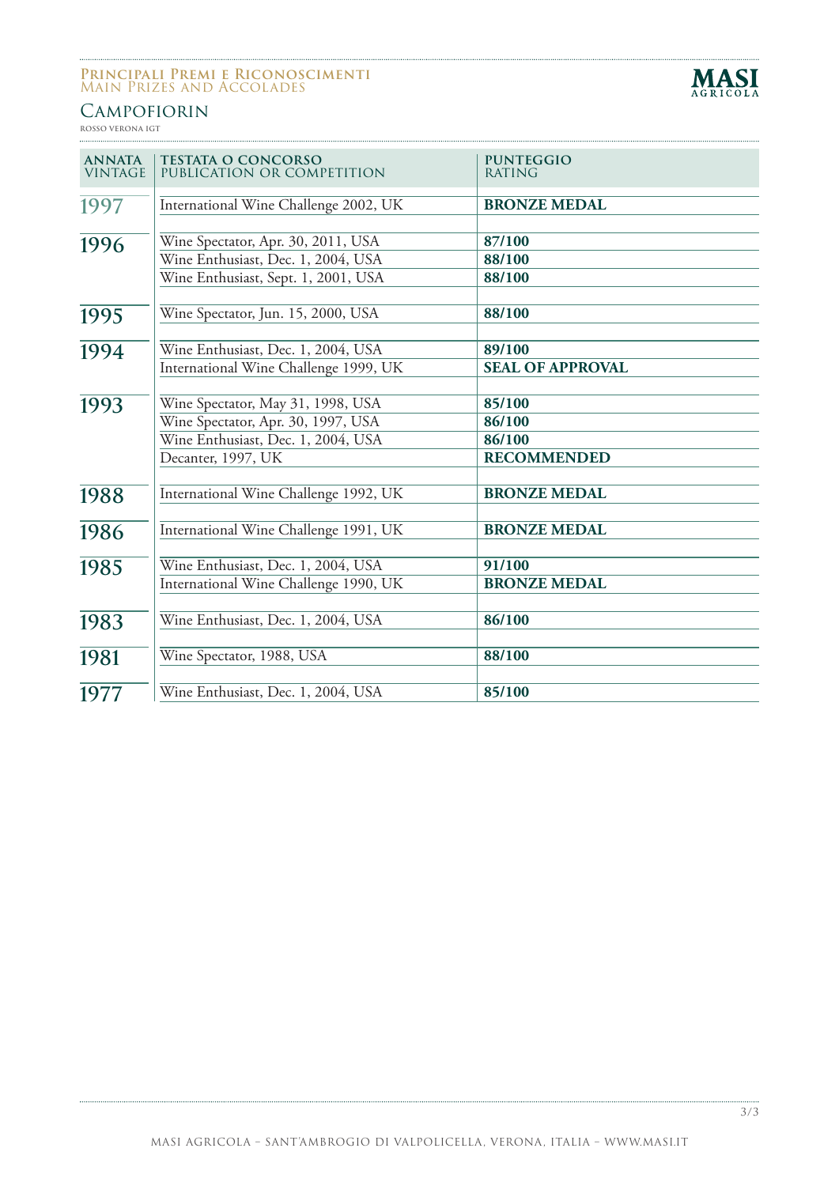PRINCIPALI PREMI E RICONOSCIMENTI
MAIN PRIZES AND ACCOLADES

# CAMPOFIORIN

ROSSO VERONA IGT

| ANNATA VINTAGE | TESTATA O CONCORSO PUBLICATION OR COMPETITION | PUNTEGGIO RATING |
|---|---|---|
| 1997 | International Wine Challenge 2002, UK | **BRONZE MEDAL** |
| 1996 | Wine Spectator, Apr. 30, 2011, USA | **87/100** |
| | Wine Enthusiast, Dec. 1, 2004, USA | **88/100** |
| | Wine Enthusiast, Sept. 1, 2001, USA | **88/100** |
| 1995 | Wine Spectator, Jun. 15, 2000, USA | **88/100** |
| 1994 | Wine Enthusiast, Dec. 1, 2004, USA | **89/100** |
| | International Wine Challenge 1999, UK | **SEAL OF APPROVAL** |
| 1993 | Wine Spectator, May 31, 1998, USA | **85/100** |
| | Wine Spectator, Apr. 30, 1997, USA | **86/100** |
| | Wine Enthusiast, Dec. 1, 2004, USA | **86/100** |
| | Decanter, 1997, UK | **RECOMMENDED** |
| 1988 | International Wine Challenge 1992, UK | **BRONZE MEDAL** |
| 1986 | International Wine Challenge 1991, UK | **BRONZE MEDAL** |
| 1985 | Wine Enthusiast, Dec. 1, 2004, USA | **91/100** |
| | International Wine Challenge 1990, UK | **BRONZE MEDAL** |
| 1983 | Wine Enthusiast, Dec. 1, 2004, USA | **86/100** |
| 1981 | Wine Spectator, 1988, USA | **88/100** |
| 1977 | Wine Enthusiast, Dec. 1, 2004, USA | **85/100** |